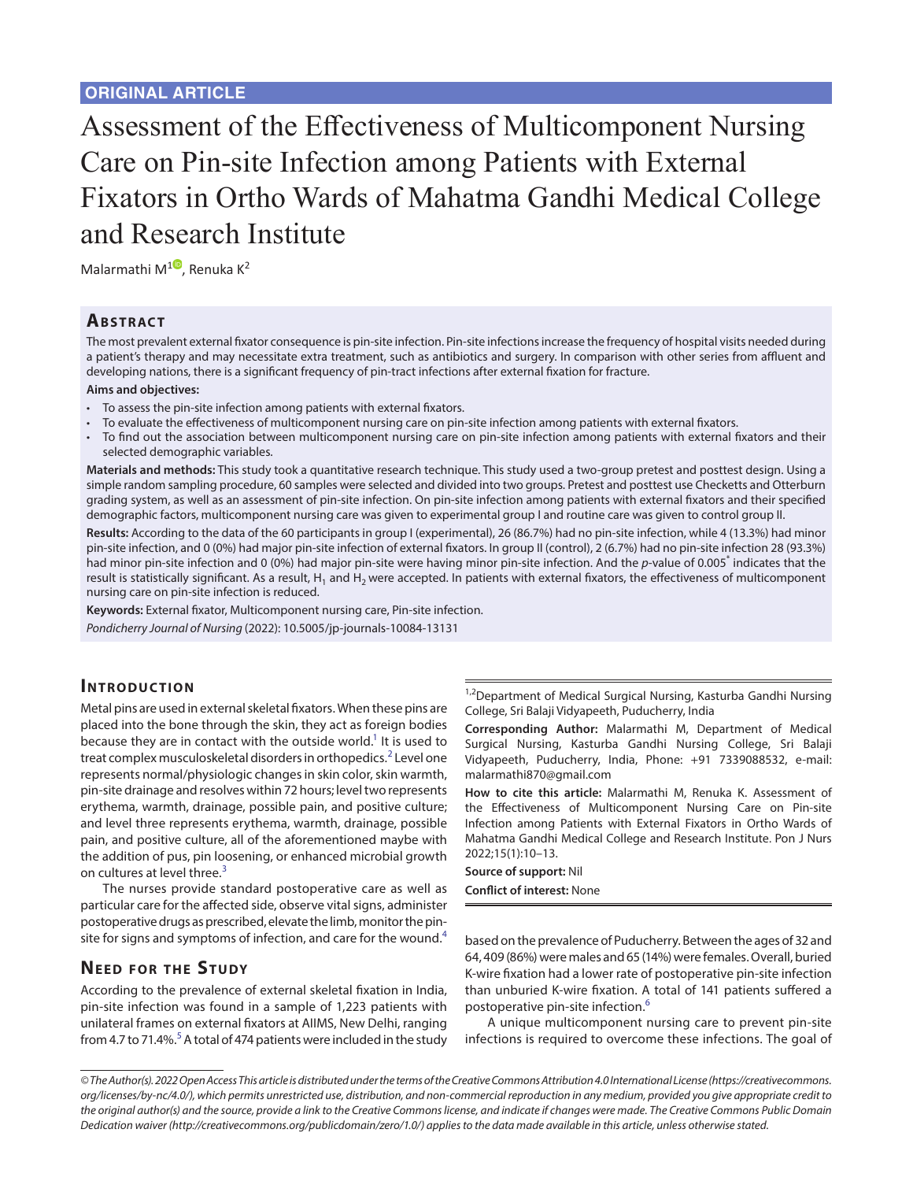ORIGINAL ARTICLE

# Assessment of the Effectiveness of Multicomponent Nursing Care on Pin-site Infection among Patients with External Fixators in Ortho Wards of Mahatma Gandhi Medical College and Research Institute

Malarmathi M[1], Renuka K[2]

## Abstract

The most prevalent external fixator consequence is pin-site infection. Pin-site infections increase the frequency of hospital visits needed during a patient's therapy and may necessitate extra treatment, such as antibiotics and surgery. In comparison with other series from affluent and developing nations, there is a significant frequency of pin-tract infections after external fixation for fracture.

**Aims and objectives:**

- To assess the pin-site infection among patients with external fixators.
- To evaluate the effectiveness of multicomponent nursing care on pin-site infection among patients with external fixators.
- To find out the association between multicomponent nursing care on pin-site infection among patients with external fixators and their selected demographic variables.

**Materials and methods:** This study took a quantitative research technique. This study used a two-group pretest and posttest design. Using a simple random sampling procedure, 60 samples were selected and divided into two groups. Pretest and posttest use Checketts and Otterburn grading system, as well as an assessment of pin-site infection. On pin-site infection among patients with external fixators and their specified demographic factors, multicomponent nursing care was given to experimental group I and routine care was given to control group II.

**Results:** According to the data of the 60 participants in group I (experimental), 26 (86.7%) had no pin-site infection, while 4 (13.3%) had minor pin-site infection, and 0 (0%) had major pin-site infection of external fixators. In group II (control), 2 (6.7%) had no pin-site infection 28 (93.3%) had minor pin-site infection and 0 (0%) had major pin-site were having minor pin-site infection. And the *p*-value of 0.005* indicates that the result is statistically significant. As a result, $H_1$ and $H_2$ were accepted. In patients with external fixators, the effectiveness of multicomponent nursing care on pin-site infection is reduced.

**Keywords:** External fixator, Multicomponent nursing care, Pin-site infection.

*Pondicherry Journal of Nursing* (2022): 10.5005/jp-journals-10084-13131

## Introduction

Metal pins are used in external skeletal fixators. When these pins are placed into the bone through the skin, they act as foreign bodies because they are in contact with the outside world.[1] It is used to treat complex musculoskeletal disorders in orthopedics.[2] Level one represents normal/physiologic changes in skin color, skin warmth, pin-site drainage and resolves within 72 hours; level two represents erythema, warmth, drainage, possible pain, and positive culture; and level three represents erythema, warmth, drainage, possible pain, and positive culture, all of the aforementioned maybe with the addition of pus, pin loosening, or enhanced microbial growth on cultures at level three.[3]

The nurses provide standard postoperative care as well as particular care for the affected side, observe vital signs, administer postoperative drugs as prescribed, elevate the limb, monitor the pin-site for signs and symptoms of infection, and care for the wound.[4]

## Need for the Study

According to the prevalence of external skeletal fixation in India, pin-site infection was found in a sample of 1,223 patients with unilateral frames on external fixators at AIIMS, New Delhi, ranging from 4.7 to 71.4%.[5] A total of 474 patients were included in the study based on the prevalence of Puducherry. Between the ages of 32 and 64, 409 (86%) were males and 65 (14%) were females. Overall, buried K-wire fixation had a lower rate of postoperative pin-site infection than unburied K-wire fixation. A total of 141 patients suffered a postoperative pin-site infection.[6]

A unique multicomponent nursing care to prevent pin-site infections is required to overcome these infections. The goal of

---

[1,2]Department of Medical Surgical Nursing, Kasturba Gandhi Nursing College, Sri Balaji Vidyapeeth, Puducherry, India

**Corresponding Author:** Malarmathi M, Department of Medical Surgical Nursing, Kasturba Gandhi Nursing College, Sri Balaji Vidyapeeth, Puducherry, India, Phone: +91 7339088532, e-mail: malarmathi870@gmail.com

**How to cite this article:** Malarmathi M, Renuka K. Assessment of the Effectiveness of Multicomponent Nursing Care on Pin-site Infection among Patients with External Fixators in Ortho Wards of Mahatma Gandhi Medical College and Research Institute. Pon J Nurs 2022;15(1):10–13.

**Source of support:** Nil

**Conflict of interest:** None

*© The Author(s). 2022 Open Access This article is distributed under the terms of the Creative Commons Attribution 4.0 International License (https://creativecommons.org/licenses/by-nc/4.0/), which permits unrestricted use, distribution, and non-commercial reproduction in any medium, provided you give appropriate credit to the original author(s) and the source, provide a link to the Creative Commons license, and indicate if changes were made. The Creative Commons Public Domain Dedication waiver (http://creativecommons.org/publicdomain/zero/1.0/) applies to the data made available in this article, unless otherwise stated.*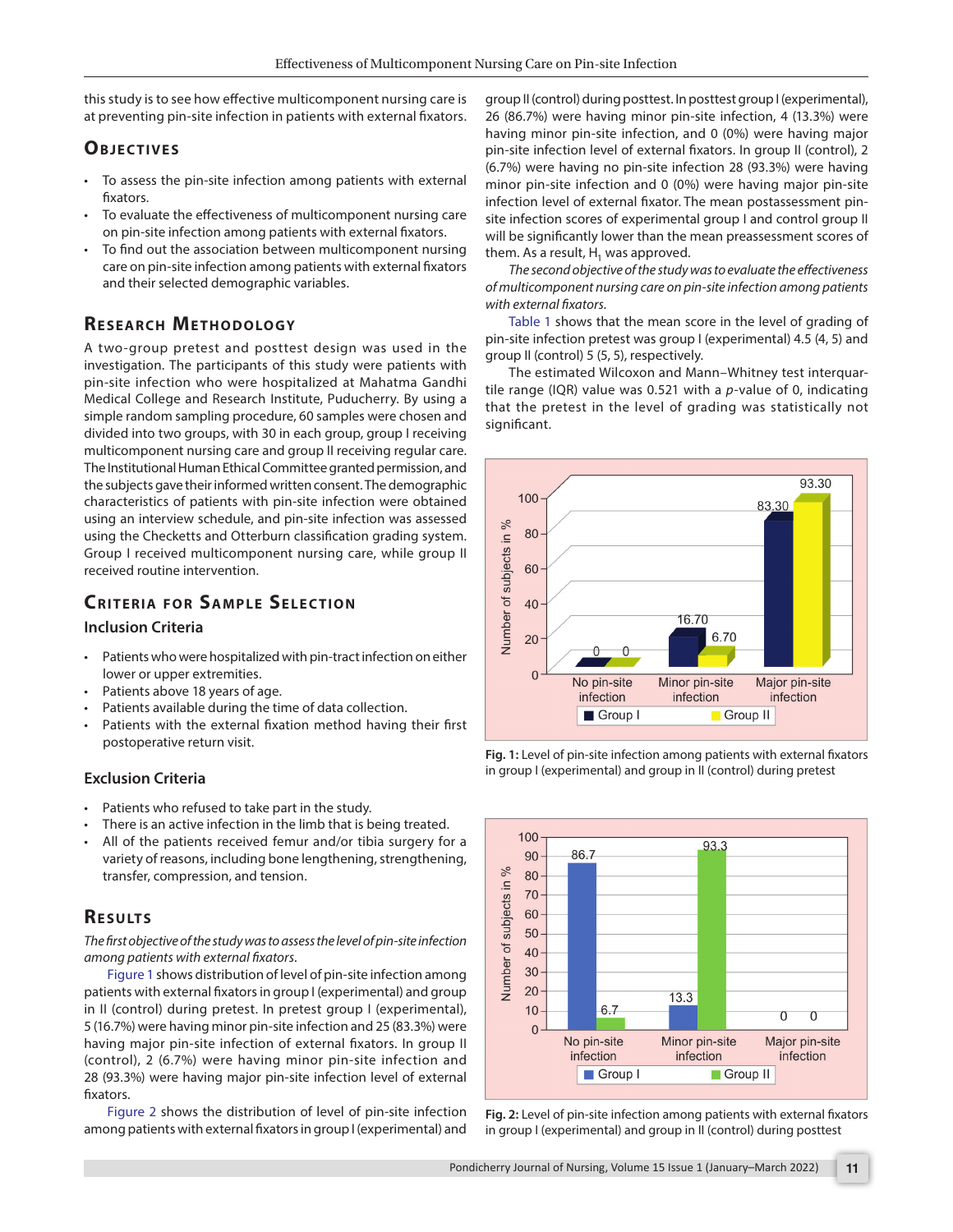this study is to see how effective multicomponent nursing care is at preventing pin-site infection in patients with external fixators.

## Objectives

- To assess the pin-site infection among patients with external fixators.
- To evaluate the effectiveness of multicomponent nursing care on pin-site infection among patients with external fixators.
- To find out the association between multicomponent nursing care on pin-site infection among patients with external fixators and their selected demographic variables.

## Research Methodology

A two-group pretest and posttest design was used in the investigation. The participants of this study were patients with pin-site infection who were hospitalized at Mahatma Gandhi Medical College and Research Institute, Puducherry. By using a simple random sampling procedure, 60 samples were chosen and divided into two groups, with 30 in each group, group I receiving multicomponent nursing care and group II receiving regular care. The Institutional Human Ethical Committee granted permission, and the subjects gave their informed written consent. The demographic characteristics of patients with pin-site infection were obtained using an interview schedule, and pin-site infection was assessed using the Checketts and Otterburn classification grading system. Group I received multicomponent nursing care, while group II received routine intervention.

## Criteria for Sample Selection

### Inclusion Criteria

- Patients who were hospitalized with pin-tract infection on either lower or upper extremities.
- Patients above 18 years of age.
- Patients available during the time of data collection.
- Patients with the external fixation method having their first postoperative return visit.

### Exclusion Criteria

- Patients who refused to take part in the study.
- There is an active infection in the limb that is being treated.
- All of the patients received femur and/or tibia surgery for a variety of reasons, including bone lengthening, strengthening, transfer, compression, and tension.

## Results

*The first objective of the study was to assess the level of pin-site infection among patients with external fixators.*

Figure 1 shows distribution of level of pin-site infection among patients with external fixators in group I (experimental) and group in II (control) during pretest. In pretest group I (experimental), 5 (16.7%) were having minor pin-site infection and 25 (83.3%) were having major pin-site infection of external fixators. In group II (control), 2 (6.7%) were having minor pin-site infection and 28 (93.3%) were having major pin-site infection level of external fixators.

Figure 2 shows the distribution of level of pin-site infection among patients with external fixators in group I (experimental) and group II (control) during posttest. In posttest group I (experimental), 26 (86.7%) were having minor pin-site infection, 4 (13.3%) were having minor pin-site infection, and 0 (0%) were having major pin-site infection level of external fixators. In group II (control), 2 (6.7%) were having no pin-site infection 28 (93.3%) were having minor pin-site infection and 0 (0%) were having major pin-site infection level of external fixator. The mean postassessment pin-site infection scores of experimental group I and control group II will be significantly lower than the mean preassessment scores of them. As a result, $H_1$ was approved.

*The second objective of the study was to evaluate the effectiveness of multicomponent nursing care on pin-site infection among patients with external fixators.*

Table 1 shows that the mean score in the level of grading of pin-site infection pretest was group I (experimental) 4.5 (4, 5) and group II (control) 5 (5, 5), respectively.

The estimated Wilcoxon and Mann–Whitney test interquartile range (IQR) value was 0.521 with a $p$-value of 0, indicating that the pretest in the level of grading was statistically not significant.

**Fig. 1:** Level of pin-site infection among patients with external fixators in group I (experimental) and group in II (control) during pretest

**Fig. 2:** Level of pin-site infection among patients with external fixators in group I (experimental) and group in II (control) during posttest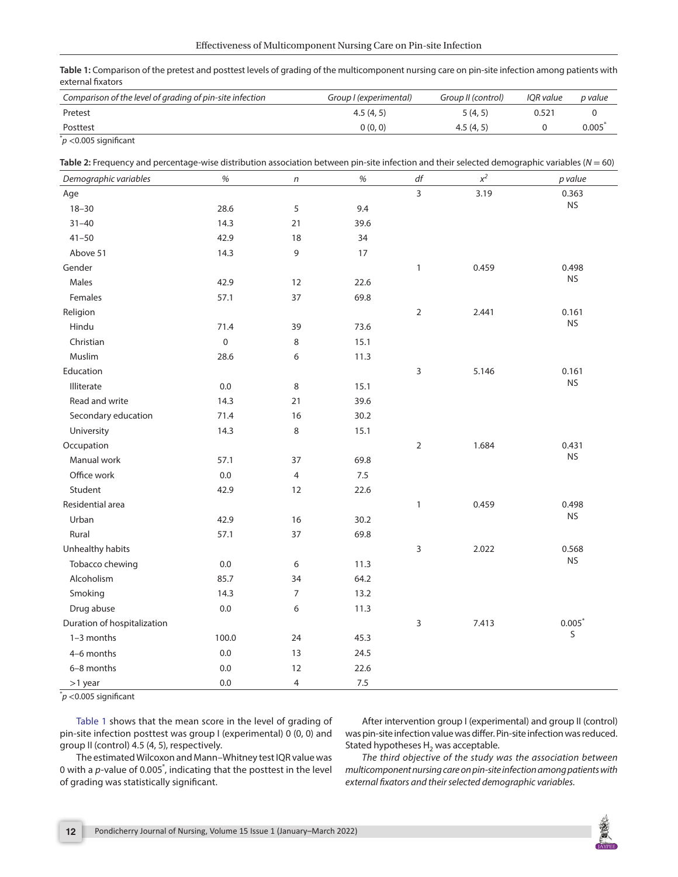**Table 1:** Comparison of the pretest and posttest levels of grading of the multicomponent nursing care on pin-site infection among patients with external fixators

| *Comparison of the level of grading of pin-site infection* | *Group I (experimental)* | *Group II (control)* | *IQR value* | *p value* |
|---|---|---|---|---|
| Pretest | 4.5 (4, 5) | 5 (4, 5) | 0.521 | 0 |
| Posttest | 0 (0, 0) | 4.5 (4, 5) | 0 | 0.005* |

*$p$ <0.005 significant

**Table 2:** Frequency and percentage-wise distribution association between pin-site infection and their selected demographic variables ($N = 60$)

| *Demographic variables* | *%* | *n* | *%* | *df* | $x^2$ | *p value* |
|---|---|---|---|---|---|---|
| Age | | | | 3 | 3.19 | 0.363 NS |
| 18–30 | 28.6 | 5 | 9.4 | | | |
| 31–40 | 14.3 | 21 | 39.6 | | | |
| 41–50 | 42.9 | 18 | 34 | | | |
| Above 51 | 14.3 | 9 | 17 | | | |
| Gender | | | | 1 | 0.459 | 0.498 NS |
| Males | 42.9 | 12 | 22.6 | | | |
| Females | 57.1 | 37 | 69.8 | | | |
| Religion | | | | 2 | 2.441 | 0.161 NS |
| Hindu | 71.4 | 39 | 73.6 | | | |
| Christian | 0 | 8 | 15.1 | | | |
| Muslim | 28.6 | 6 | 11.3 | | | |
| Education | | | | 3 | 5.146 | 0.161 NS |
| Illiterate | 0.0 | 8 | 15.1 | | | |
| Read and write | 14.3 | 21 | 39.6 | | | |
| Secondary education | 71.4 | 16 | 30.2 | | | |
| University | 14.3 | 8 | 15.1 | | | |
| Occupation | | | | 2 | 1.684 | 0.431 NS |
| Manual work | 57.1 | 37 | 69.8 | | | |
| Office work | 0.0 | 4 | 7.5 | | | |
| Student | 42.9 | 12 | 22.6 | | | |
| Residential area | | | | 1 | 0.459 | 0.498 NS |
| Urban | 42.9 | 16 | 30.2 | | | |
| Rural | 57.1 | 37 | 69.8 | | | |
| Unhealthy habits | | | | 3 | 2.022 | 0.568 NS |
| Tobacco chewing | 0.0 | 6 | 11.3 | | | |
| Alcoholism | 85.7 | 34 | 64.2 | | | |
| Smoking | 14.3 | 7 | 13.2 | | | |
| Drug abuse | 0.0 | 6 | 11.3 | | | |
| Duration of hospitalization | | | | 3 | 7.413 | 0.005* S |
| 1–3 months | 100.0 | 24 | 45.3 | | | |
| 4–6 months | 0.0 | 13 | 24.5 | | | |
| 6–8 months | 0.0 | 12 | 22.6 | | | |
| >1 year | 0.0 | 4 | 7.5 | | | |

*$p$ <0.005 significant

Table 1 shows that the mean score in the level of grading of pin-site infection posttest was group I (experimental) 0 (0, 0) and group II (control) 4.5 (4, 5), respectively.

The estimated Wilcoxon and Mann–Whitney test IQR value was 0 with a $p$-value of 0.005*, indicating that the posttest in the level of grading was statistically significant.

After intervention group I (experimental) and group II (control) was pin-site infection value was differ. Pin-site infection was reduced. Stated hypotheses $H_2$ was acceptable.

*The third objective of the study was the association between multicomponent nursing care on pin-site infection among patients with external fixators and their selected demographic variables.*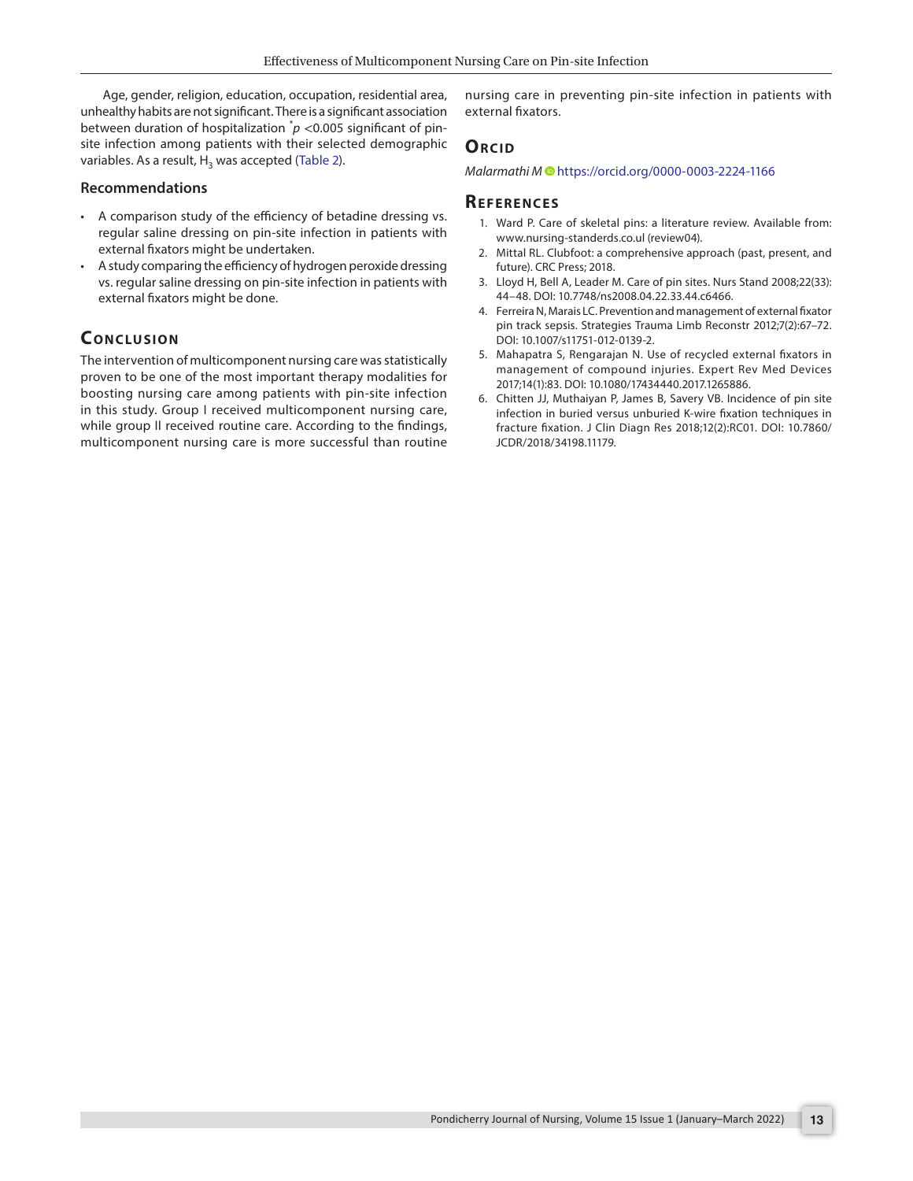Age, gender, religion, education, occupation, residential area, unhealthy habits are not significant. There is a significant association between duration of hospitalization $^{*}p$ <0.005 significant of pin-site infection among patients with their selected demographic variables. As a result, $H_3$ was accepted (Table 2).

### Recommendations

- A comparison study of the efficiency of betadine dressing vs. regular saline dressing on pin-site infection in patients with external fixators might be undertaken.
- A study comparing the efficiency of hydrogen peroxide dressing vs. regular saline dressing on pin-site infection in patients with external fixators might be done.

## Conclusion

The intervention of multicomponent nursing care was statistically proven to be one of the most important therapy modalities for boosting nursing care among patients with pin-site infection in this study. Group I received multicomponent nursing care, while group II received routine care. According to the findings, multicomponent nursing care is more successful than routine nursing care in preventing pin-site infection in patients with external fixators.

## Orcid

*Malarmathi M* https://orcid.org/0000-0003-2224-1166

## References

1. Ward P. Care of skeletal pins: a literature review. Available from: www.nursing-standerds.co.ul (review04).
2. Mittal RL. Clubfoot: a comprehensive approach (past, present, and future). CRC Press; 2018.
3. Lloyd H, Bell A, Leader M. Care of pin sites. Nurs Stand 2008;22(33): 44–48. DOI: 10.7748/ns2008.04.22.33.44.c6466.
4. Ferreira N, Marais LC. Prevention and management of external fixator pin track sepsis. Strategies Trauma Limb Reconstr 2012;7(2):67–72. DOI: 10.1007/s11751-012-0139-2.
5. Mahapatra S, Rengarajan N. Use of recycled external fixators in management of compound injuries. Expert Rev Med Devices 2017;14(1):83. DOI: 10.1080/17434440.2017.1265886.
6. Chitten JJ, Muthaiyan P, James B, Savery VB. Incidence of pin site infection in buried versus unburied K-wire fixation techniques in fracture fixation. J Clin Diagn Res 2018;12(2):RC01. DOI: 10.7860/JCDR/2018/34198.11179.